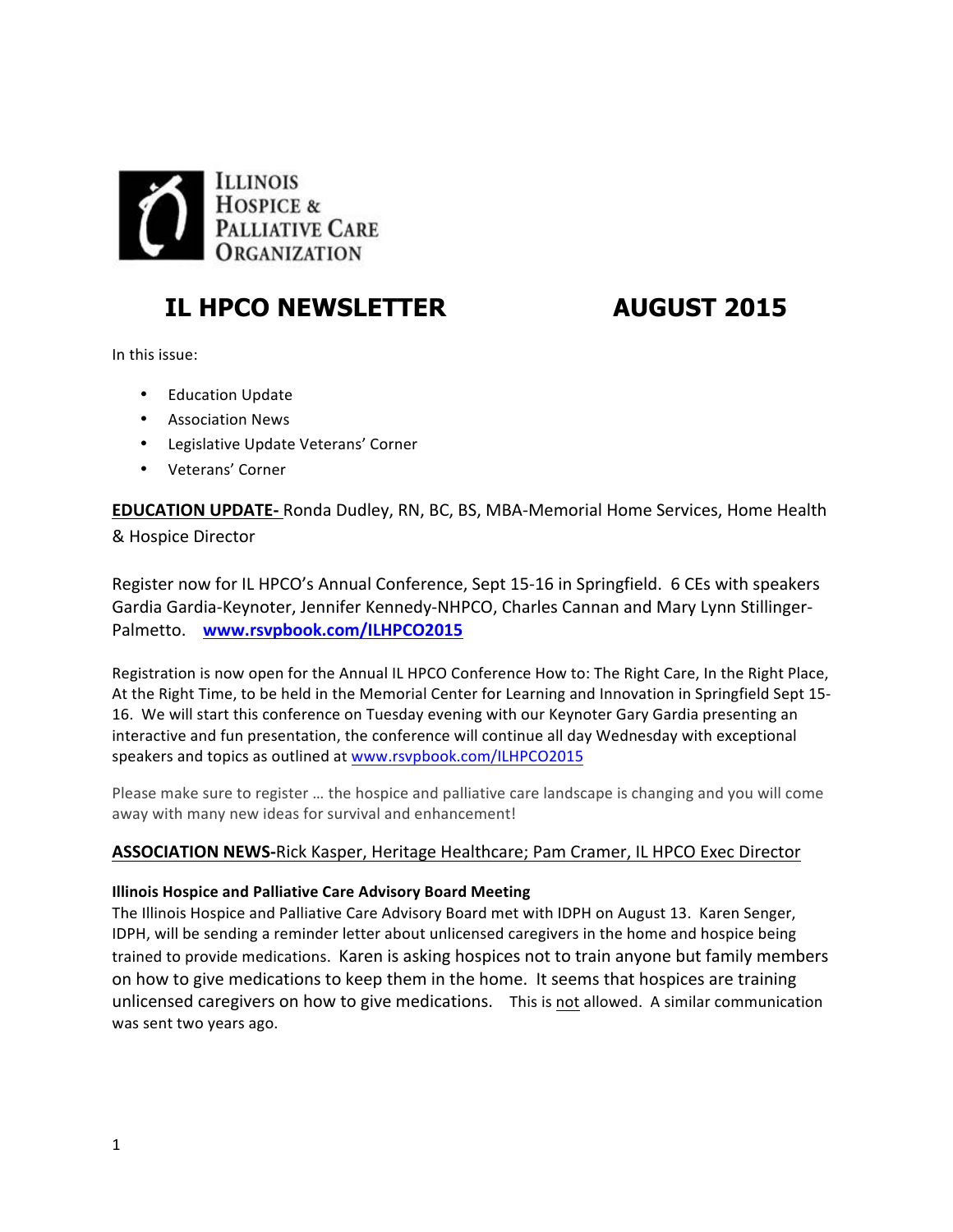ILLINOIS HOSPICE & PALLIATIVE CARE ORGANIZATION

# IL HPCO NEWSLETTER AUGUST 2015

In this issue:

- Education Update
- Association News
- Legislative Update Veterans' Corner
- Veterans' Corner

**EDUCATION UPDATE-** Ronda Dudley, RN, BC, BS, MBA-Memorial Home Services, Home Health & Hospice Director

Register now for IL HPCO's Annual Conference, Sept 15-16 in Springfield. 6 CEs with speakers Gardia Gardia-Keynoter, Jennifer Kennedy-NHPCO, Charles Cannan and Mary Lynn Stillinger-Palmetto. **www.rsvpbook.com/ILHPCO2015**

Registration is now open for the Annual IL HPCO Conference How to: The Right Care, In the Right Place, At the Right Time, to be held in the Memorial Center for Learning and Innovation in Springfield Sept 15-16. We will start this conference on Tuesday evening with our Keynoter Gary Gardia presenting an interactive and fun presentation, the conference will continue all day Wednesday with exceptional speakers and topics as outlined at www.rsvpbook.com/ILHPCO2015

Please make sure to register … the hospice and palliative care landscape is changing and you will come away with many new ideas for survival and enhancement!

**ASSOCIATION NEWS-**Rick Kasper, Heritage Healthcare; Pam Cramer, IL HPCO Exec Director

**Illinois Hospice and Palliative Care Advisory Board Meeting**

The Illinois Hospice and Palliative Care Advisory Board met with IDPH on August 13. Karen Senger, IDPH, will be sending a reminder letter about unlicensed caregivers in the home and hospice being trained to provide medications. Karen is asking hospices not to train anyone but family members on how to give medications to keep them in the home. It seems that hospices are training unlicensed caregivers on how to give medications. This is not allowed. A similar communication was sent two years ago.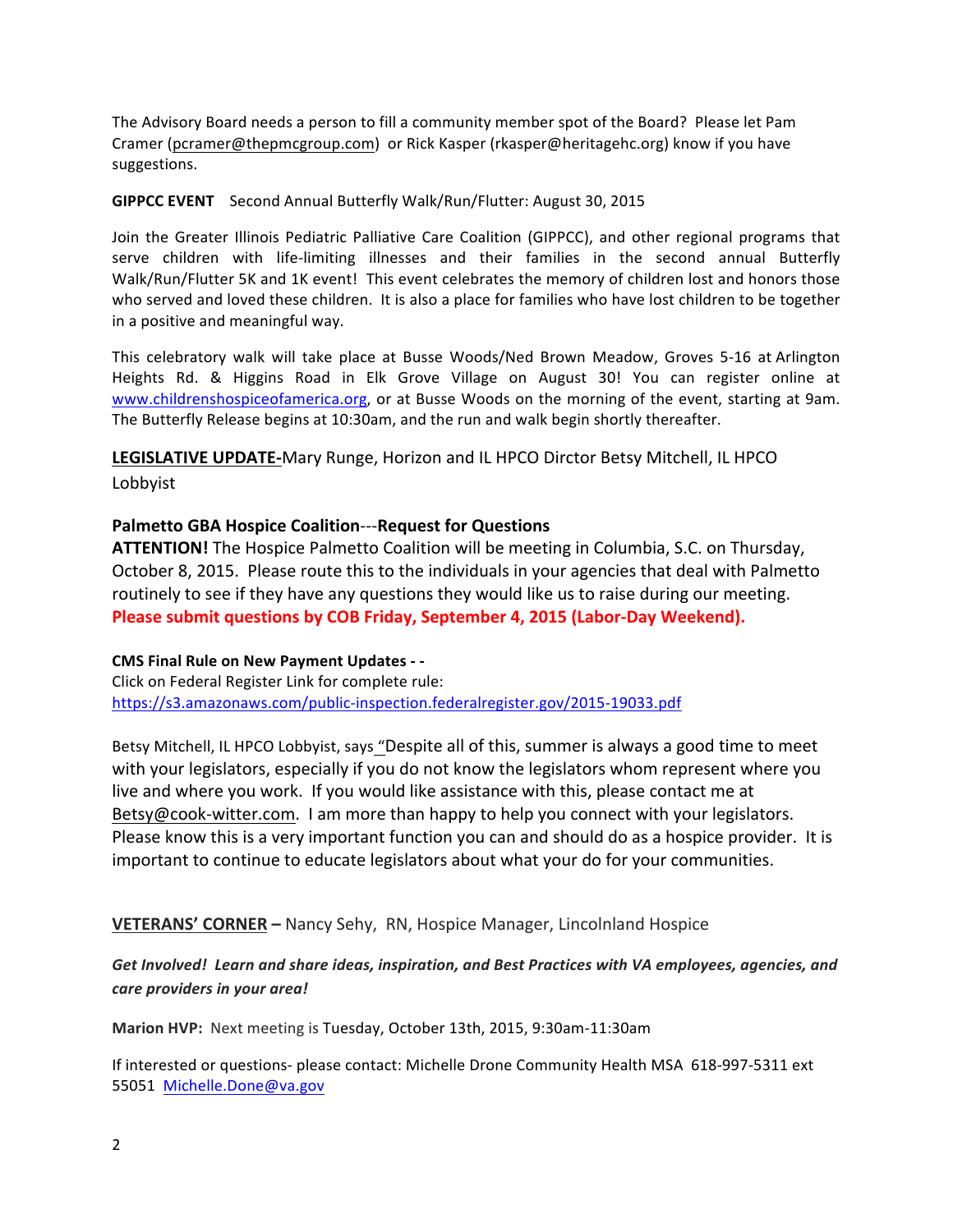The Advisory Board needs a person to fill a community member spot of the Board? Please let Pam Cramer (pcramer@thepmcgroup.com) or Rick Kasper (rkasper@heritagehc.org) know if you have suggestions.

**GIPPCC EVENT** Second Annual Butterfly Walk/Run/Flutter: August 30, 2015

Join the Greater Illinois Pediatric Palliative Care Coalition (GIPPCC), and other regional programs that serve children with life-limiting illnesses and their families in the second annual Butterfly Walk/Run/Flutter 5K and 1K event! This event celebrates the memory of children lost and honors those who served and loved these children. It is also a place for families who have lost children to be together in a positive and meaningful way.

This celebratory walk will take place at Busse Woods/Ned Brown Meadow, Groves 5-16 at Arlington Heights Rd. & Higgins Road in Elk Grove Village on August 30! You can register online at www.childrenshospiceofamerica.org, or at Busse Woods on the morning of the event, starting at 9am. The Butterfly Release begins at 10:30am, and the run and walk begin shortly thereafter.

**LEGISLATIVE UPDATE-**Mary Runge, Horizon and IL HPCO Dirctor Betsy Mitchell, IL HPCO Lobbyist

**Palmetto GBA Hospice Coalition**---**Request for Questions**

**ATTENTION!** The Hospice Palmetto Coalition will be meeting in Columbia, S.C. on Thursday, October 8, 2015. Please route this to the individuals in your agencies that deal with Palmetto routinely to see if they have any questions they would like us to raise during our meeting. **Please submit questions by COB Friday, September 4, 2015 (Labor-Day Weekend).**

**CMS Final Rule on New Payment Updates - -**
Click on Federal Register Link for complete rule:
https://s3.amazonaws.com/public-inspection.federalregister.gov/2015-19033.pdf

Betsy Mitchell, IL HPCO Lobbyist, says "Despite all of this, summer is always a good time to meet with your legislators, especially if you do not know the legislators whom represent where you live and where you work. If you would like assistance with this, please contact me at Betsy@cook-witter.com. I am more than happy to help you connect with your legislators. Please know this is a very important function you can and should do as a hospice provider. It is important to continue to educate legislators about what your do for your communities.

**VETERANS' CORNER –** Nancy Sehy, RN, Hospice Manager, Lincolnland Hospice

***Get Involved! Learn and share ideas, inspiration, and Best Practices with VA employees, agencies, and care providers in your area!***

**Marion HVP:** Next meeting is Tuesday, October 13th, 2015, 9:30am-11:30am

If interested or questions- please contact: Michelle Drone Community Health MSA 618-997-5311 ext 55051 Michelle.Done@va.gov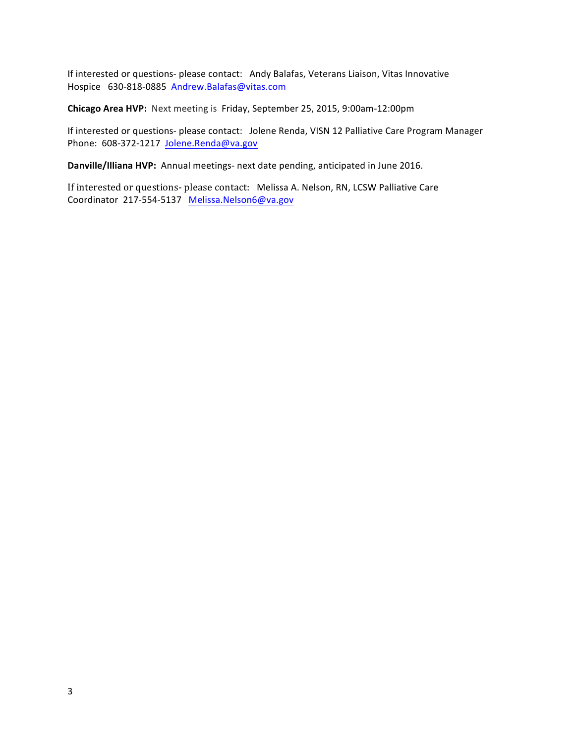If interested or questions- please contact: Andy Balafas, Veterans Liaison, Vitas Innovative Hospice 630-818-0885 Andrew.Balafas@vitas.com

**Chicago Area HVP:** Next meeting is Friday, September 25, 2015, 9:00am-12:00pm

If interested or questions- please contact: Jolene Renda, VISN 12 Palliative Care Program Manager Phone: 608-372-1217 Jolene.Renda@va.gov

**Danville/Illiana HVP:** Annual meetings- next date pending, anticipated in June 2016.

If interested or questions- please contact: Melissa A. Nelson, RN, LCSW Palliative Care Coordinator 217-554-5137 Melissa.Nelson6@va.gov